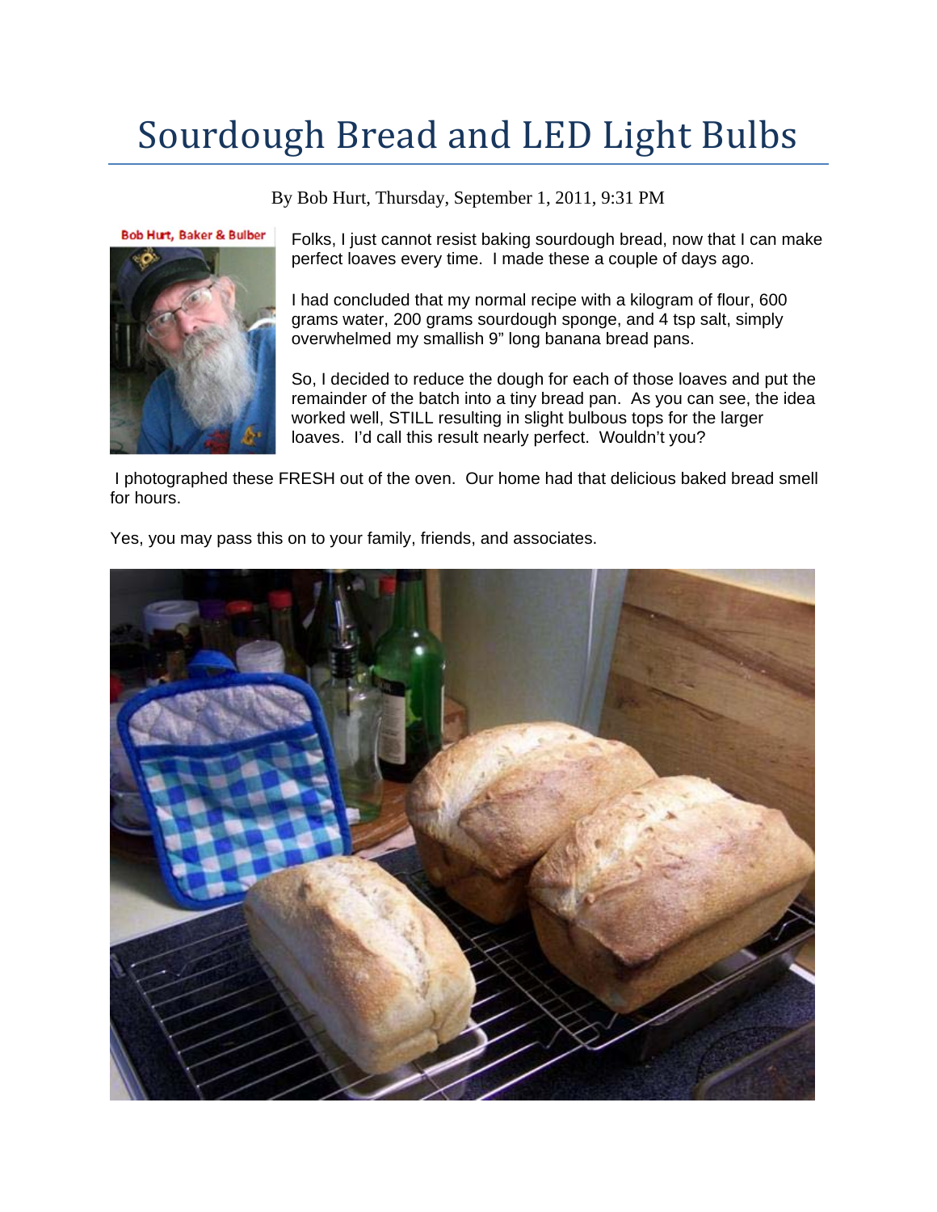# Sourdough Bread and LED Light Bulbs

By Bob Hurt, Thursday, September 1, 2011, 9:31 PM

Bob Hurt, Baker & Bulber

Folks, I just cannot resist baking sourdough bread, now that I can make perfect loaves every time. I made these a couple of days ago.

I had concluded that my normal recipe with a kilogram of flour, 600 grams water, 200 grams sourdough sponge, and 4 tsp salt, simply overwhelmed my smallish 9" long banana bread pans.

So, I decided to reduce the dough for each of those loaves and put the remainder of the batch into a tiny bread pan. As you can see, the idea worked well, STILL resulting in slight bulbous tops for the larger loaves. I'd call this result nearly perfect. Wouldn't you?

I photographed these FRESH out of the oven. Our home had that delicious baked bread smell for hours.

Yes, you may pass this on to your family, friends, and associates.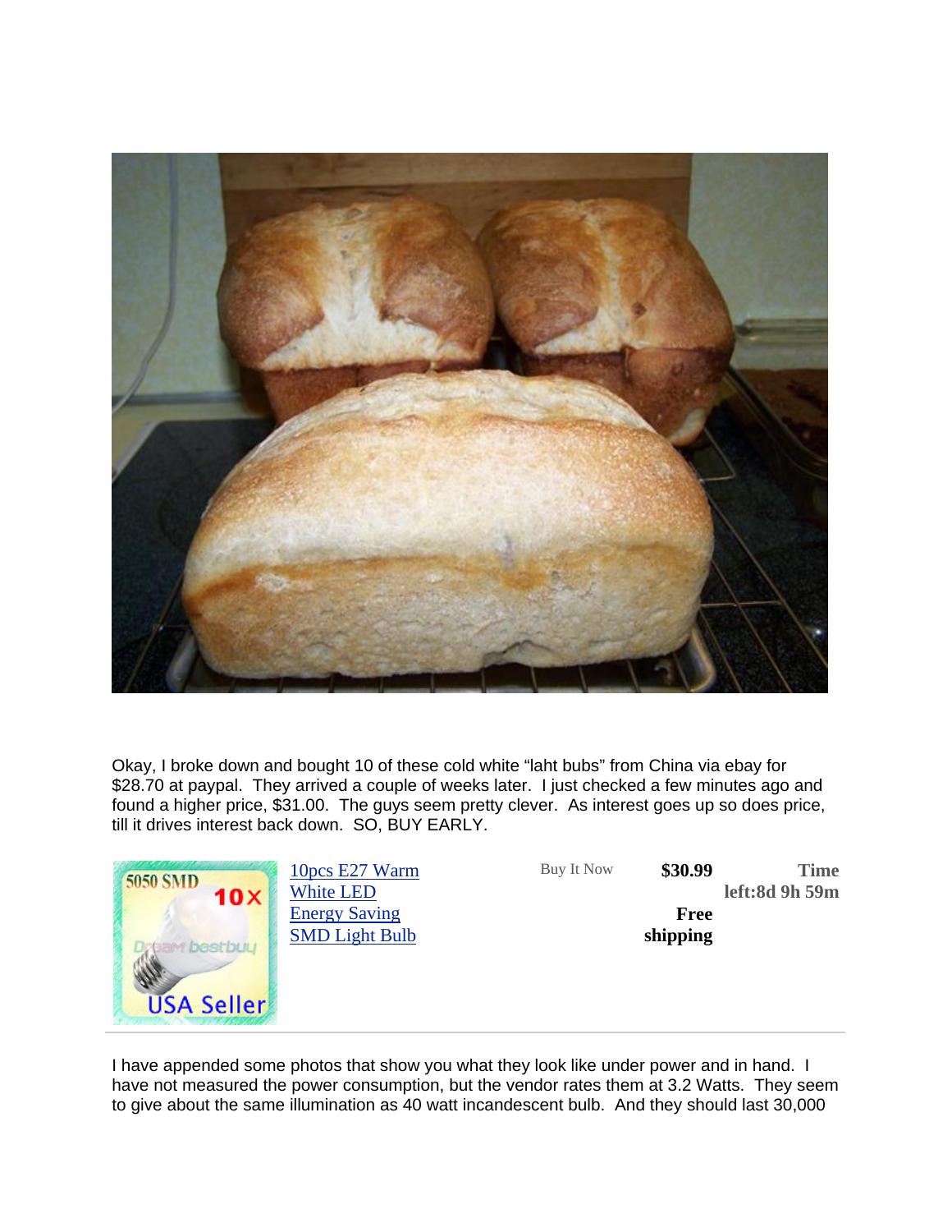Okay, I broke down and bought 10 of these cold white "laht bubs" from China via ebay for $28.70 at paypal. They arrived a couple of weeks later. I just checked a few minutes ago and found a higher price, $31.00. The guys seem pretty clever. As interest goes up so does price, till it drives interest back down. SO, BUY EARLY.

| | | | | |
|---|---|---|---|---|
| 5050 SMD 10× Dream bestbuy USA Seller | 10pcs E27 Warm White LED Energy Saving SMD Light Bulb | Buy It Now | **$30.99** **Free shipping** | **Time left:8d 9h 59m** |

I have appended some photos that show you what they look like under power and in hand. I have not measured the power consumption, but the vendor rates them at 3.2 Watts. They seem to give about the same illumination as 40 watt incandescent bulb. And they should last 30,000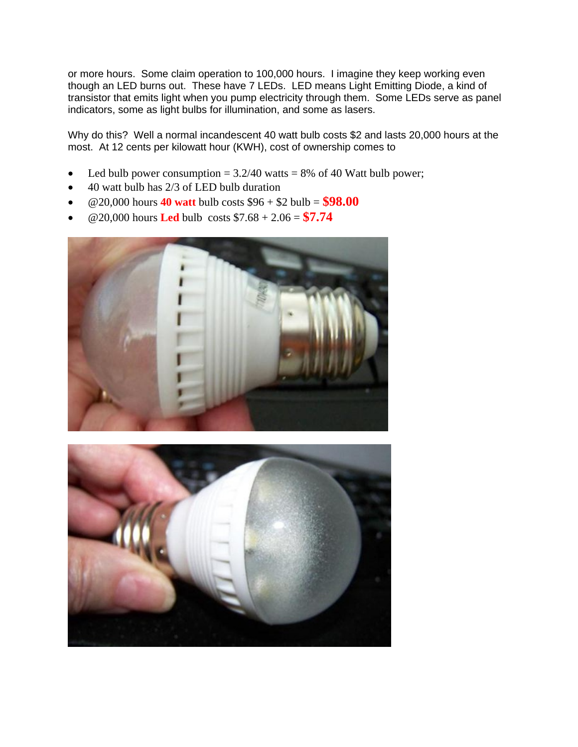or more hours. Some claim operation to 100,000 hours. I imagine they keep working even though an LED burns out. These have 7 LEDs. LED means Light Emitting Diode, a kind of transistor that emits light when you pump electricity through them. Some LEDs serve as panel indicators, some as light bulbs for illumination, and some as lasers.

Why do this? Well a normal incandescent 40 watt bulb costs $2 and lasts 20,000 hours at the most. At 12 cents per kilowatt hour (KWH), cost of ownership comes to

- Led bulb power consumption = 3.2/40 watts = 8% of 40 Watt bulb power;
- 40 watt bulb has 2/3 of LED bulb duration
- @20,000 hours **40 watt** bulb costs $96 + $2 bulb = **$98.00**
- @20,000 hours **Led** bulb costs $7.68 + 2.06 = **$7.74**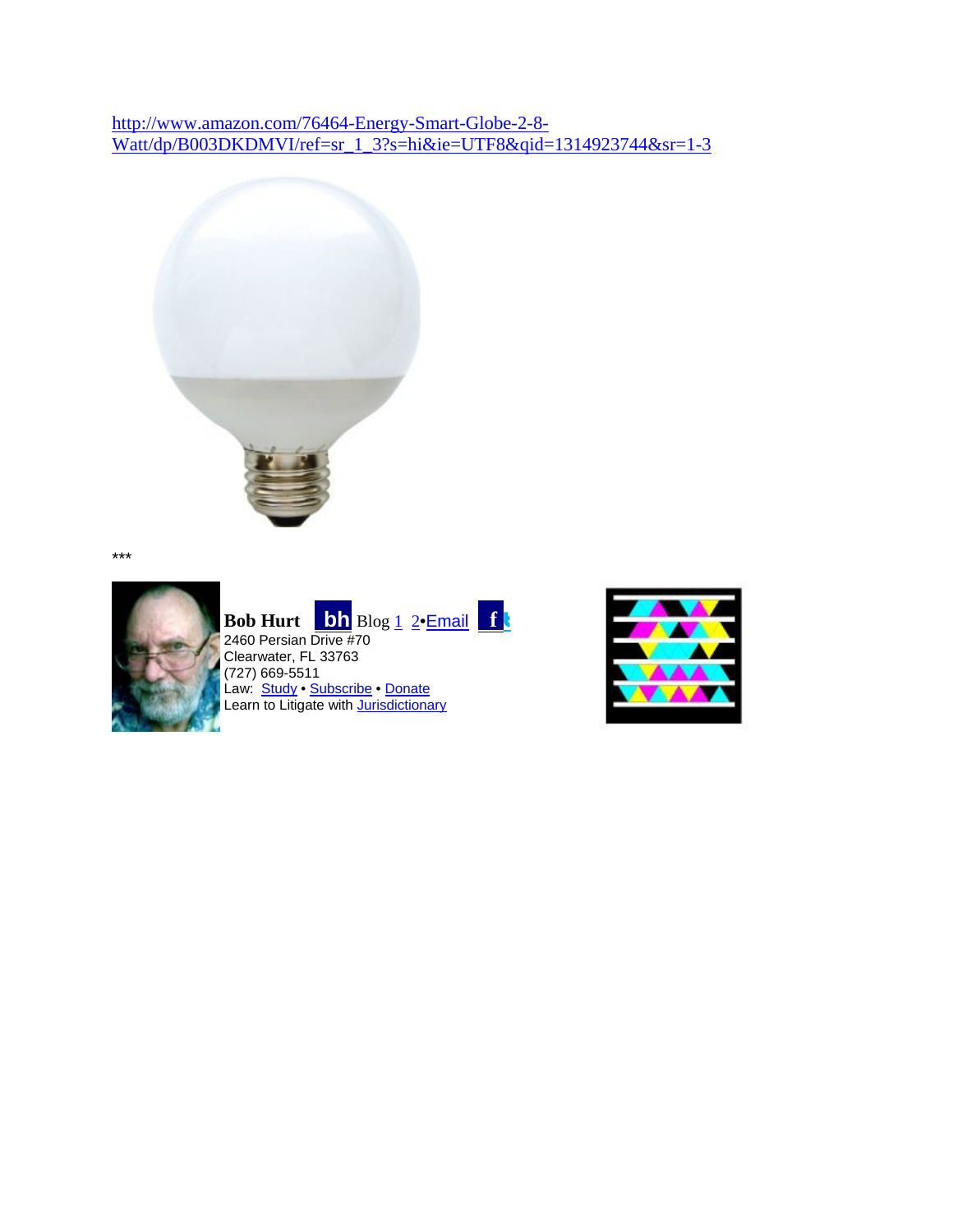http://www.amazon.com/76464-Energy-Smart-Globe-2-8-Watt/dp/B003DKDMVI/ref=sr_1_3?s=hi&ie=UTF8&qid=1314923744&sr=1-3

***

**Bob Hurt** bh Blog 1 2•Email f t
2460 Persian Drive #70
Clearwater, FL 33763
(727) 669-5511
Law: Study • Subscribe • Donate
Learn to Litigate with Jurisdictionary